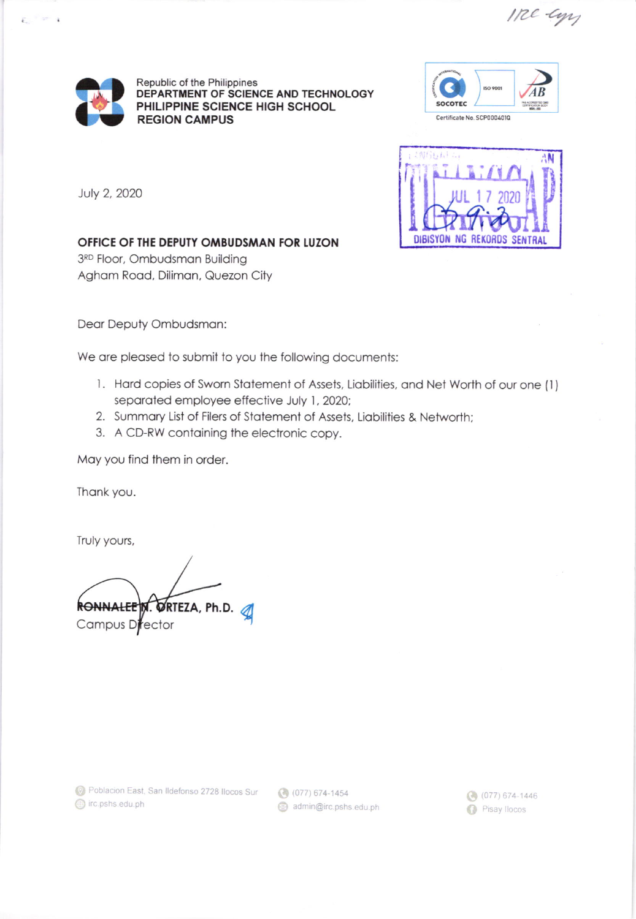IRC copy

Republic of the Philippines
**DEPARTMENT OF SCIENCE AND TECHNOLOGY**
**PHILIPPINE SCIENCE HIGH SCHOOL**
**REGION CAMPUS**

Certificate No. SCP000401Q

JUL 17 2020

DIBISYON NG REKORDS SENTRAL

July 2, 2020

**OFFICE OF THE DEPUTY OMBUDSMAN FOR LUZON**
3RD Floor, Ombudsman Building
Agham Road, Diliman, Quezon City

Dear Deputy Ombudsman:

We are pleased to submit to you the following documents:

1. Hard copies of Sworn Statement of Assets, Liabilities, and Net Worth of our one (1) separated employee effective July 1, 2020;
2. Summary List of Filers of Statement of Assets, Liabilities & Networth;
3. A CD-RW containing the electronic copy.

May you find them in order.

Thank you.

Truly yours,

**RONNALEE N. ORTEZA, Ph.D.**
Campus Director

Poblacion East, San Ildefonso 2728 Ilocos Sur
irc.pshs.edu.ph
(077) 674-1454
admin@irc.pshs.edu.ph
(077) 674-1446
Pisay Ilocos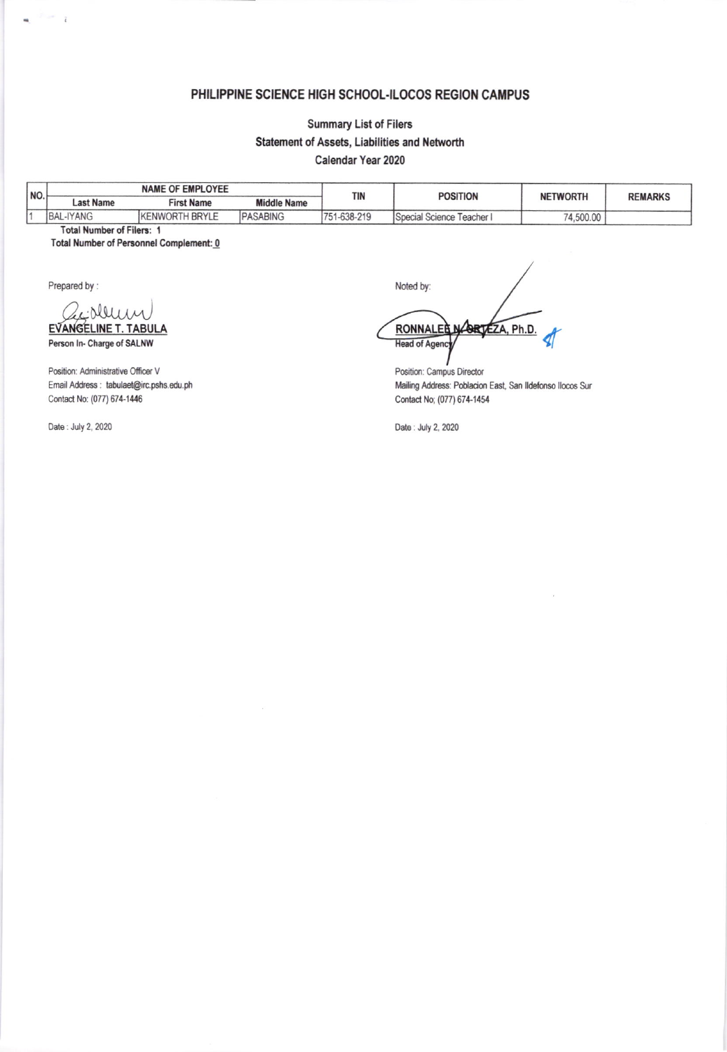# PHILIPPINE SCIENCE HIGH SCHOOL-ILOCOS REGION CAMPUS

## Summary List of Filers
## Statement of Assets, Liabilities and Networth
## Calendar Year 2020

| NO. | NAME OF EMPLOYEE | | | TIN | POSITION | NETWORTH | REMARKS |
|---|---|---|---|---|---|---|---|
| | Last Name | First Name | Middle Name | | | | |
| 1 | BAL-IYANG | KENWORTH BRYLE | PASABING | 751-638-219 | Special Science Teacher I | 74,500.00 | |

**Total Number of Filers: 1**

**Total Number of Personnel Complement: 0**

Prepared by :

**EVANGELINE T. TABULA**
**Person In- Charge of SALNW**

Position: Administrative Officer V
Email Address : tabulaet@irc.pshs.edu.ph
Contact No: (077) 674-1446

Date : July 2, 2020

Noted by:

**RONNALEE N. ORTEZA, Ph.D.**
**Head of Agency**

Position: Campus Director
Mailing Address: Poblacion East, San Ildefonso Ilocos Sur
Contact No; (077) 674-1454

Date : July 2, 2020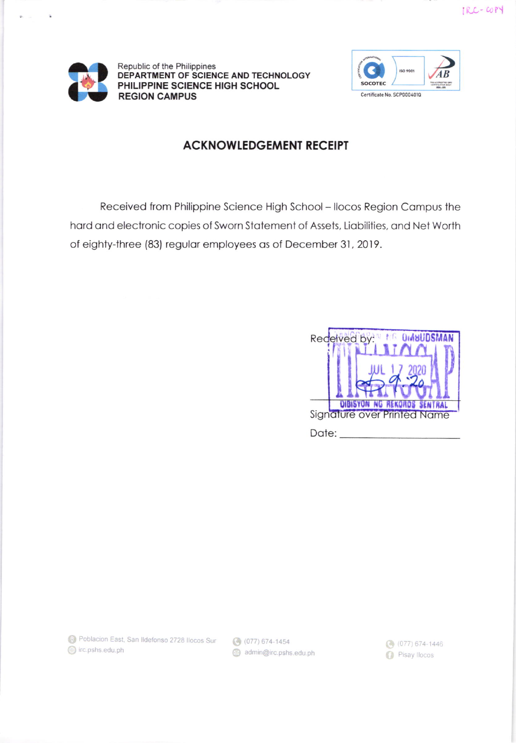IRC-COPY

Republic of the Philippines
DEPARTMENT OF SCIENCE AND TECHNOLOGY
PHILIPPINE SCIENCE HIGH SCHOOL
REGION CAMPUS

SOCOTEC ISO 9001
Certificate No. SCP000401Q

## ACKNOWLEDGEMENT RECEIPT

Received from Philippine Science High School – Ilocos Region Campus the hard and electronic copies of Sworn Statement of Assets, Liabilities, and Net Worth of eighty-three (83) regular employees as of December 31, 2019.

Received by:

TANGGAPAN NG OMBUDSMAN
JUL 17 2020
9:20
DIBISYON NG REKORDS SENTRAL

Signature over Printed Name

Date: ____________________

Poblacion East, San Ildefonso 2728 Ilocos Sur
irc.pshs.edu.ph
(077) 674-1454
admin@irc.pshs.edu.ph
(077) 674-1446
Pisay Ilocos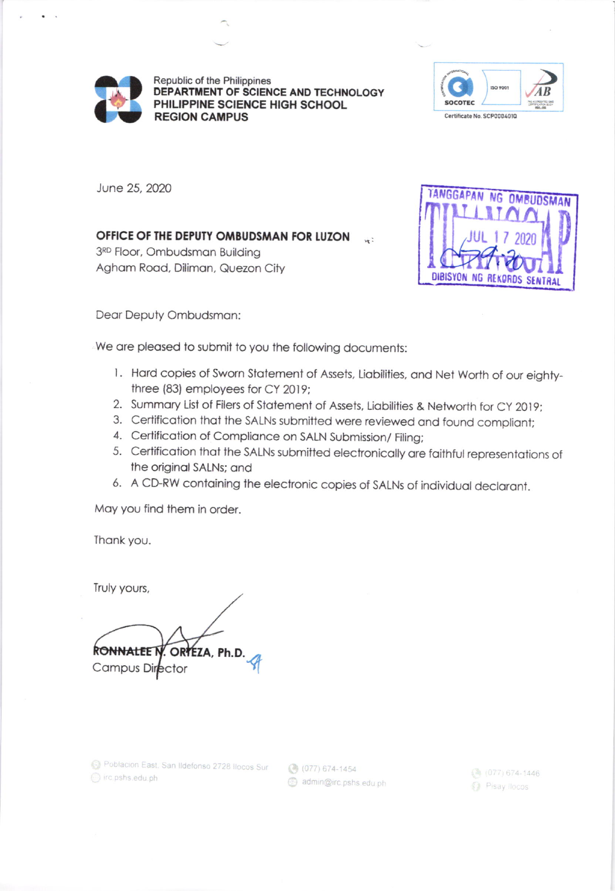Republic of the Philippines
**DEPARTMENT OF SCIENCE AND TECHNOLOGY**
**PHILIPPINE SCIENCE HIGH SCHOOL**
**REGION CAMPUS**

SOCOTEC ISO 9001
Certificate No. SCP000401Q

June 25, 2020

TANGGAPAN NG OMBUDSMAN
JUL 17 2020
DIBISYON NG REKORDS SENTRAL

**OFFICE OF THE DEPUTY OMBUDSMAN FOR LUZON**
3RD Floor, Ombudsman Building
Agham Road, Diliman, Quezon City

Dear Deputy Ombudsman:

We are pleased to submit to you the following documents:

1. Hard copies of Sworn Statement of Assets, Liabilities, and Net Worth of our eighty-three (83) employees for CY 2019;
2. Summary List of Filers of Statement of Assets, Liabilities & Networth for CY 2019;
3. Certification that the SALNs submitted were reviewed and found compliant;
4. Certification of Compliance on SALN Submission/ Filing;
5. Certification that the SALNs submitted electronically are faithful representations of the original SALNs; and
6. A CD-RW containing the electronic copies of SALNs of individual declarant.

May you find them in order.

Thank you.

Truly yours,

**RONNALEE N. ORTEZA, Ph.D.**
Campus Director

Poblacion East, San Ildefonso 2728 Ilocos Sur
irc.pshs.edu.ph
(077) 674-1454
admin@irc.pshs.edu.ph
(077) 674-1446
Pisay Ilocos